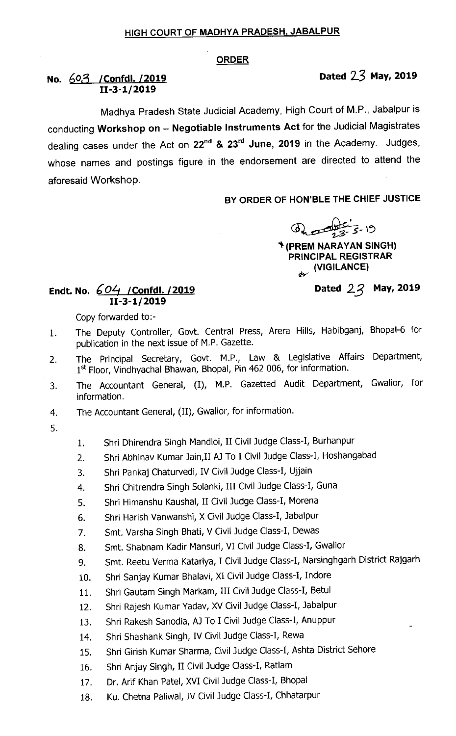## HIGH COURT OF MADHYA PRADESH, JABALPUR

### ORDER

**No. 603 /Confdl. /2019**
**II-3-1/2019**

**Dated 23 May, 2019**

Madhya Pradesh State Judicial Academy, High Court of M.P., Jabalpur is conducting **Workshop on – Negotiable Instruments Act** for the Judicial Magistrates dealing cases under the Act on **22nd & 23rd June, 2019** in the Academy. Judges, whose names and postings figure in the endorsement are directed to attend the aforesaid Workshop.

**BY ORDER OF HON'BLE THE CHIEF JUSTICE**

23-5-19

**(PREM NARAYAN SINGH)**
**PRINCIPAL REGISTRAR**
**(VIGILANCE)**

**Endt. No. 604 /Confdl. /2019**
**II-3-1/2019**

**Dated 23 May, 2019**

Copy forwarded to:-

1. The Deputy Controller, Govt. Central Press, Arera Hills, Habibganj, Bhopal-6 for publication in the next issue of M.P. Gazette.
2. The Principal Secretary, Govt. M.P., Law & Legislative Affairs Department, 1st Floor, Vindhyachal Bhawan, Bhopal, Pin 462 006, for information.
3. The Accountant General, (I), M.P. Gazetted Audit Department, Gwalior, for information.
4. The Accountant General, (II), Gwalior, for information.
5.
    1. Shri Dhirendra Singh Mandloi, II Civil Judge Class-I, Burhanpur
    2. Shri Abhinav Kumar Jain,II AJ To I Civil Judge Class-I, Hoshangabad
    3. Shri Pankaj Chaturvedi, IV Civil Judge Class-I, Ujjain
    4. Shri Chitrendra Singh Solanki, III Civil Judge Class-I, Guna
    5. Shri Himanshu Kaushal, II Civil Judge Class-I, Morena
    6. Shri Harish Vanwanshi, X Civil Judge Class-I, Jabalpur
    7. Smt. Varsha Singh Bhati, V Civil Judge Class-I, Dewas
    8. Smt. Shabnam Kadir Mansuri, VI Civil Judge Class-I, Gwalior
    9. Smt. Reetu Verma Katariya, I Civil Judge Class-I, Narsinghgarh District Rajgarh
    10. Shri Sanjay Kumar Bhalavi, XI Civil Judge Class-I, Indore
    11. Shri Gautam Singh Markam, III Civil Judge Class-I, Betul
    12. Shri Rajesh Kumar Yadav, XV Civil Judge Class-I, Jabalpur
    13. Shri Rakesh Sanodia, AJ To I Civil Judge Class-I, Anuppur
    14. Shri Shashank Singh, IV Civil Judge Class-I, Rewa
    15. Shri Girish Kumar Sharma, Civil Judge Class-I, Ashta District Sehore
    16. Shri Anjay Singh, II Civil Judge Class-I, Ratlam
    17. Dr. Arif Khan Patel, XVI Civil Judge Class-I, Bhopal
    18. Ku. Chetna Paliwal, IV Civil Judge Class-I, Chhatarpur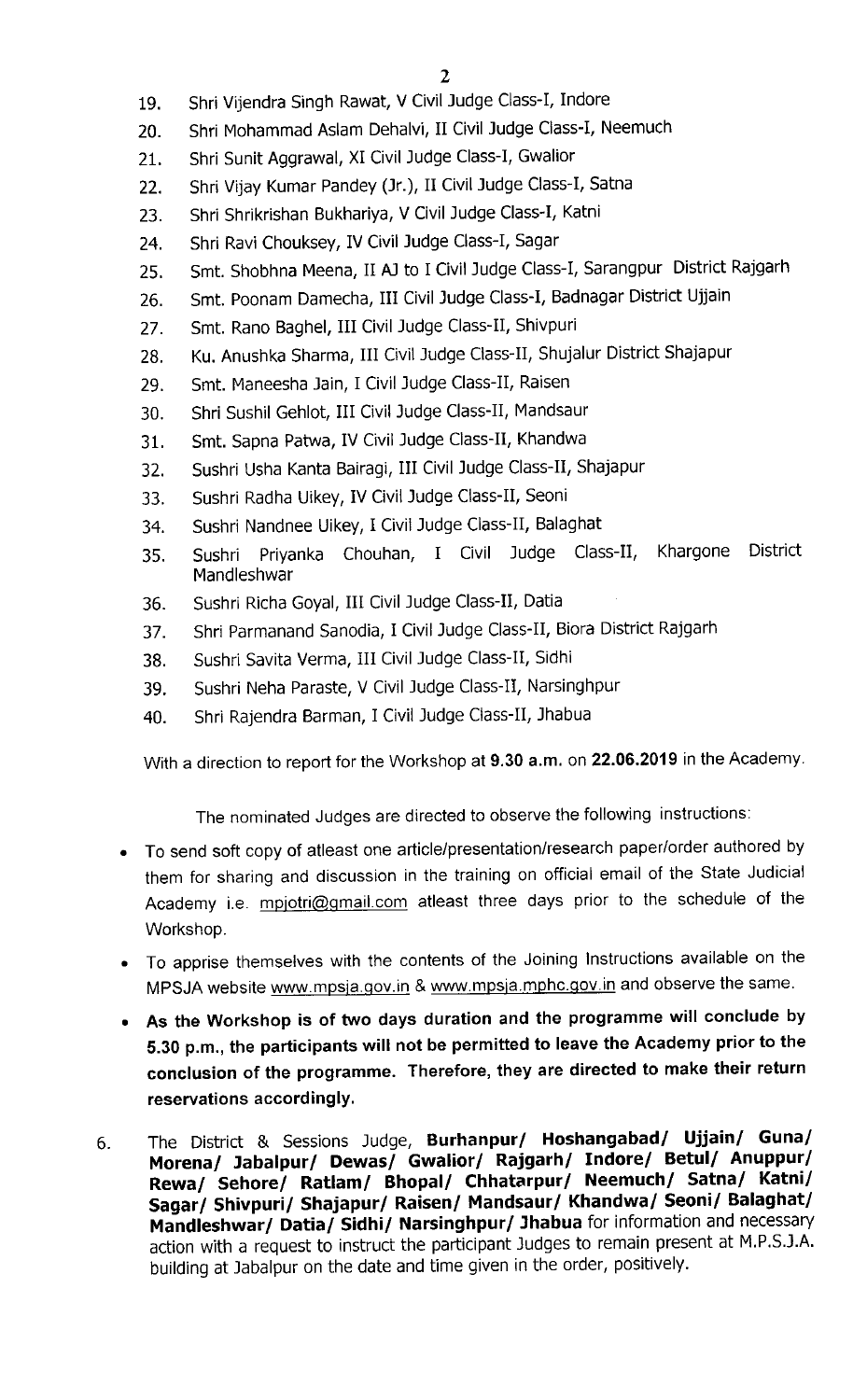19. Shri Vijendra Singh Rawat, V Civil Judge Class-I, Indore
20. Shri Mohammad Aslam Dehalvi, II Civil Judge Class-I, Neemuch
21. Shri Sunit Aggrawal, XI Civil Judge Class-I, Gwalior
22. Shri Vijay Kumar Pandey (Jr.), II Civil Judge Class-I, Satna
23. Shri Shrikrishan Bukhariya, V Civil Judge Class-I, Katni
24. Shri Ravi Chouksey, IV Civil Judge Class-I, Sagar
25. Smt. Shobhna Meena, II AJ to I Civil Judge Class-I, Sarangpur District Rajgarh
26. Smt. Poonam Damecha, III Civil Judge Class-I, Badnagar District Ujjain
27. Smt. Rano Baghel, III Civil Judge Class-II, Shivpuri
28. Ku. Anushka Sharma, III Civil Judge Class-II, Shujalur District Shajapur
29. Smt. Maneesha Jain, I Civil Judge Class-II, Raisen
30. Shri Sushil Gehlot, III Civil Judge Class-II, Mandsaur
31. Smt. Sapna Patwa, IV Civil Judge Class-II, Khandwa
32. Sushri Usha Kanta Bairagi, III Civil Judge Class-II, Shajapur
33. Sushri Radha Uikey, IV Civil Judge Class-II, Seoni
34. Sushri Nandnee Uikey, I Civil Judge Class-II, Balaghat
35. Sushri Priyanka Chouhan, I Civil Judge Class-II, Khargone District Mandleshwar
36. Sushri Richa Goyal, III Civil Judge Class-II, Datia
37. Shri Parmanand Sanodia, I Civil Judge Class-II, Biora District Rajgarh
38. Sushri Savita Verma, III Civil Judge Class-II, Sidhi
39. Sushri Neha Paraste, V Civil Judge Class-II, Narsinghpur
40. Shri Rajendra Barman, I Civil Judge Class-II, Jhabua

With a direction to report for the Workshop at **9.30 a.m.** on **22.06.2019** in the Academy.

The nominated Judges are directed to observe the following instructions:

- To send soft copy of atleast one article/presentation/research paper/order authored by them for sharing and discussion in the training on official email of the State Judicial Academy i.e. mpjotri@gmail.com atleast three days prior to the schedule of the Workshop.
- To apprise themselves with the contents of the Joining Instructions available on the MPSJA website www.mpsja.gov.in & www.mpsja.mphc.gov.in and observe the same.
- **As the Workshop is of two days duration and the programme will conclude by 5.30 p.m., the participants will not be permitted to leave the Academy prior to the conclusion of the programme. Therefore, they are directed to make their return reservations accordingly.**

6. The District & Sessions Judge, **Burhanpur/ Hoshangabad/ Ujjain/ Guna/ Morena/ Jabalpur/ Dewas/ Gwalior/ Rajgarh/ Indore/ Betul/ Anuppur/ Rewa/ Sehore/ Ratlam/ Bhopal/ Chhatarpur/ Neemuch/ Satna/ Katni/ Sagar/ Shivpuri/ Shajapur/ Raisen/ Mandsaur/ Khandwa/ Seoni/ Balaghat/ Mandleshwar/ Datia/ Sidhi/ Narsinghpur/ Jhabua** for information and necessary action with a request to instruct the participant Judges to remain present at M.P.S.J.A. building at Jabalpur on the date and time given in the order, positively.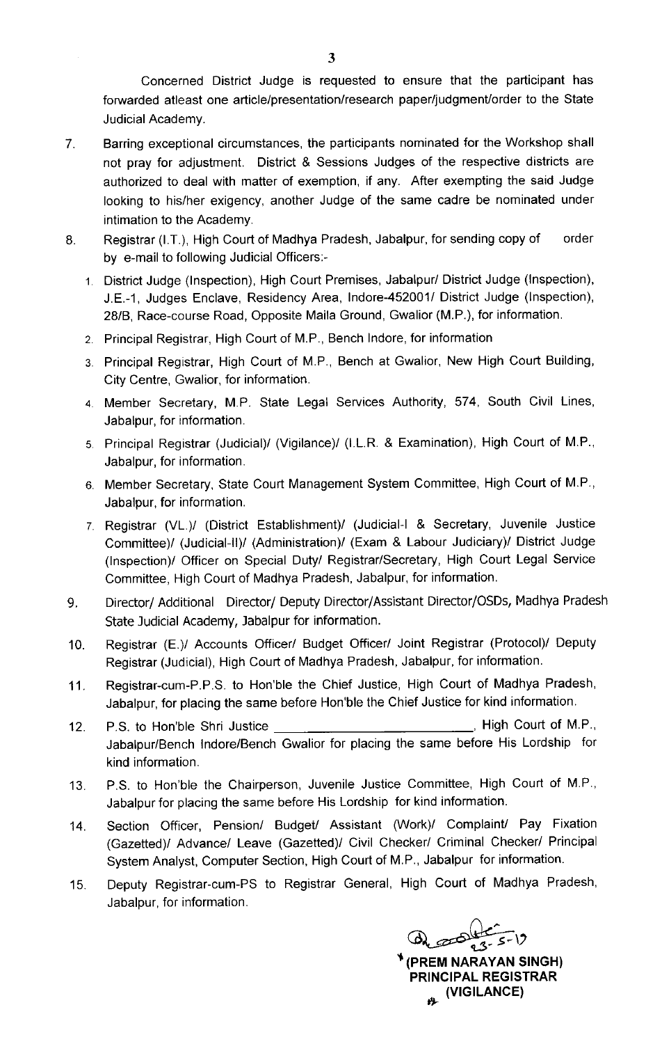Concerned District Judge is requested to ensure that the participant has forwarded atleast one article/presentation/research paper/judgment/order to the State Judicial Academy.

7. Barring exceptional circumstances, the participants nominated for the Workshop shall not pray for adjustment. District & Sessions Judges of the respective districts are authorized to deal with matter of exemption, if any. After exempting the said Judge looking to his/her exigency, another Judge of the same cadre be nominated under intimation to the Academy.
8. Registrar (I.T.), High Court of Madhya Pradesh, Jabalpur, for sending copy of order by e-mail to following Judicial Officers:-
   1. District Judge (Inspection), High Court Premises, Jabalpur/ District Judge (Inspection), J.E.-1, Judges Enclave, Residency Area, Indore-452001/ District Judge (Inspection), 28/B, Race-course Road, Opposite Maila Ground, Gwalior (M.P.), for information.
   2. Principal Registrar, High Court of M.P., Bench Indore, for information
   3. Principal Registrar, High Court of M.P., Bench at Gwalior, New High Court Building, City Centre, Gwalior, for information.
   4. Member Secretary, M.P. State Legal Services Authority, 574, South Civil Lines, Jabalpur, for information.
   5. Principal Registrar (Judicial)/ (Vigilance)/ (I.L.R. & Examination), High Court of M.P., Jabalpur, for information.
   6. Member Secretary, State Court Management System Committee, High Court of M.P., Jabalpur, for information.
   7. Registrar (VL.)/ (District Establishment)/ (Judicial-I & Secretary, Juvenile Justice Committee)/ (Judicial-II)/ (Administration)/ (Exam & Labour Judiciary)/ District Judge (Inspection)/ Officer on Special Duty/ Registrar/Secretary, High Court Legal Service Committee, High Court of Madhya Pradesh, Jabalpur, for information.
9. Director/ Additional Director/ Deputy Director/Assistant Director/OSDs, Madhya Pradesh State Judicial Academy, Jabalpur for information.
10. Registrar (E.)/ Accounts Officer/ Budget Officer/ Joint Registrar (Protocol)/ Deputy Registrar (Judicial), High Court of Madhya Pradesh, Jabalpur, for information.
11. Registrar-cum-P.P.S. to Hon'ble the Chief Justice, High Court of Madhya Pradesh, Jabalpur, for placing the same before Hon'ble the Chief Justice for kind information.
12. P.S. to Hon'ble Shri Justice ____________________________, High Court of M.P., Jabalpur/Bench Indore/Bench Gwalior for placing the same before His Lordship for kind information.
13. P.S. to Hon'ble the Chairperson, Juvenile Justice Committee, High Court of M.P., Jabalpur for placing the same before His Lordship for kind information.
14. Section Officer, Pension/ Budget/ Assistant (Work)/ Complaint/ Pay Fixation (Gazetted)/ Advance/ Leave (Gazetted)/ Civil Checker/ Criminal Checker/ Principal System Analyst, Computer Section, High Court of M.P., Jabalpur for information.
15. Deputy Registrar-cum-PS to Registrar General, High Court of Madhya Pradesh, Jabalpur, for information.

23-5-17

**(PREM NARAYAN SINGH)**
**PRINCIPAL REGISTRAR**
**(VIGILANCE)**